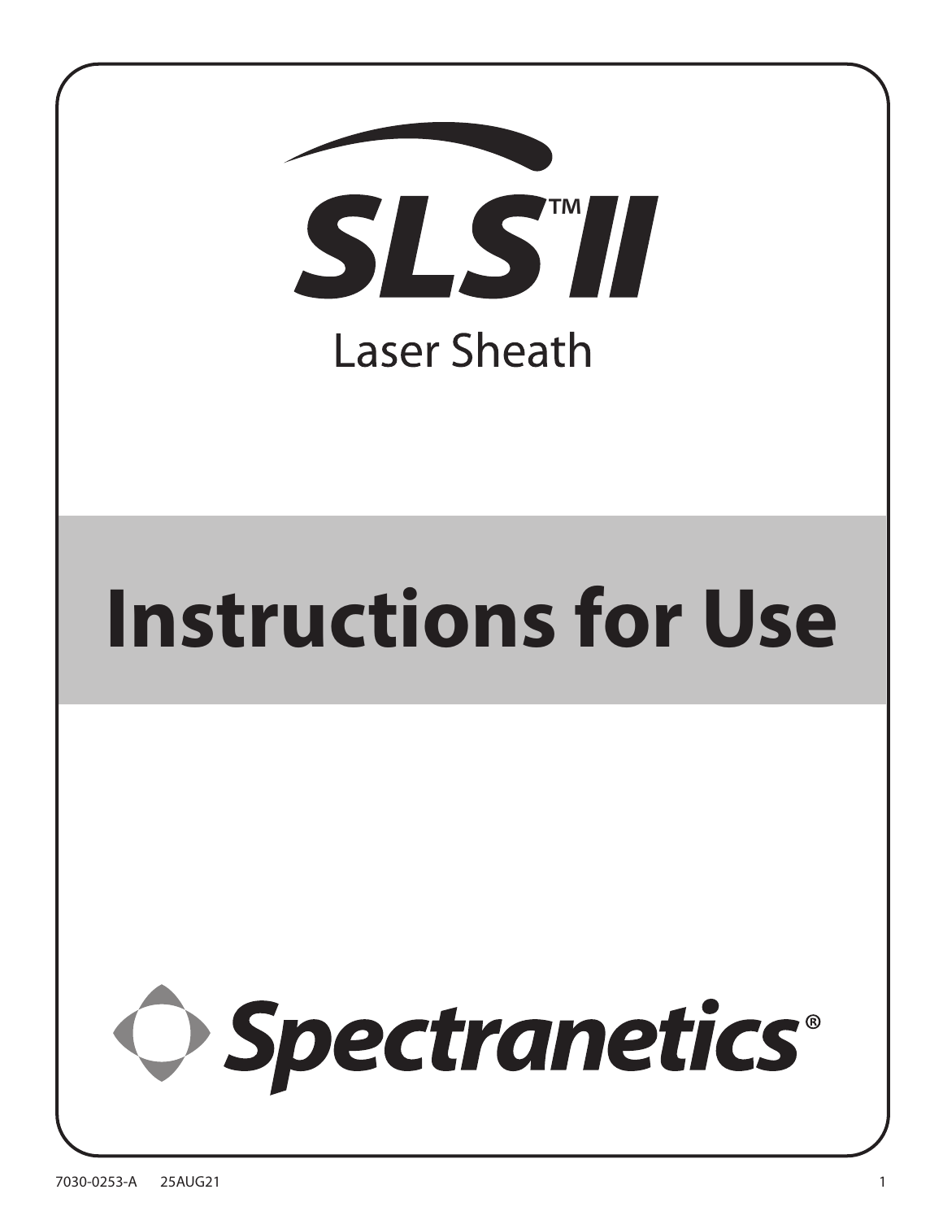# SLS™ II

## Laser Sheath

# Instructions for Use

Spectranetics®

7030-0253-A 25AUG21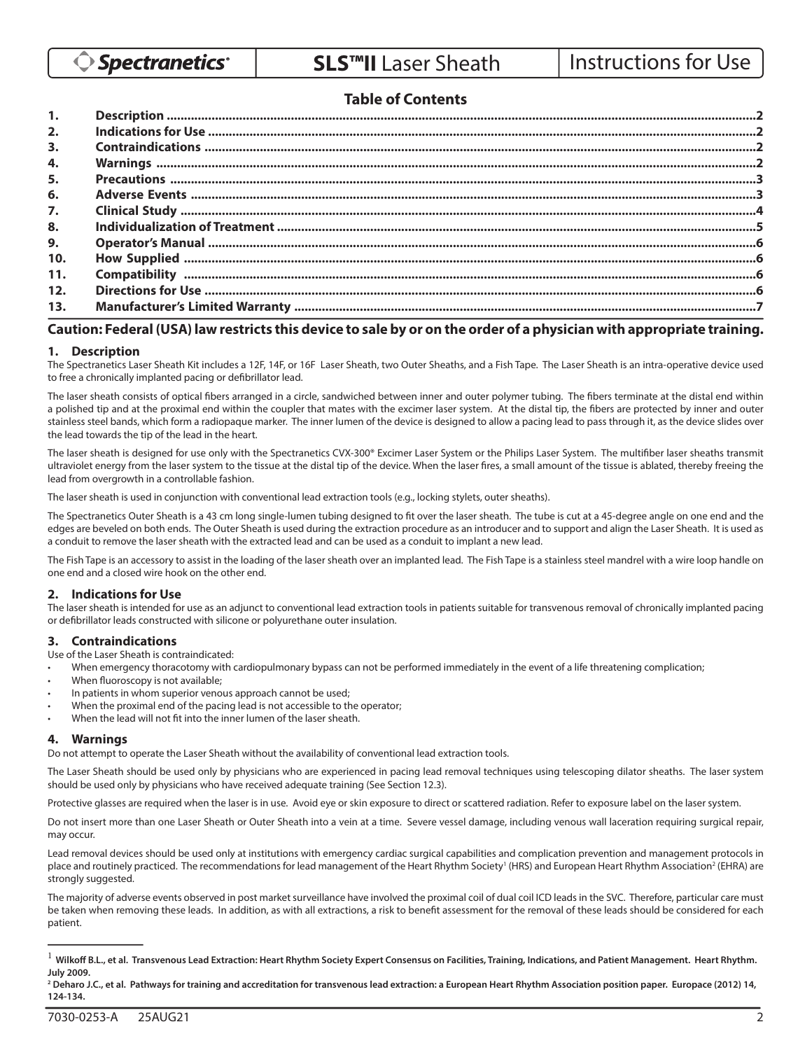## Table of Contents

| | | |
|---|---|---|
| 1. | Description | 2 |
| 2. | Indications for Use | 2 |
| 3. | Contraindications | 2 |
| 4. | Warnings | 2 |
| 5. | Precautions | 3 |
| 6. | Adverse Events | 3 |
| 7. | Clinical Study | 4 |
| 8. | Individualization of Treatment | 5 |
| 9. | Operator's Manual | 6 |
| 10. | How Supplied | 6 |
| 11. | Compatibility | 6 |
| 12. | Directions for Use | 6 |
| 13. | Manufacturer's Limited Warranty | 7 |

**Caution: Federal (USA) law restricts this device to sale by or on the order of a physician with appropriate training.**

## 1. Description

The Spectranetics Laser Sheath Kit includes a 12F, 14F, or 16F Laser Sheath, two Outer Sheaths, and a Fish Tape. The Laser Sheath is an intra-operative device used to free a chronically implanted pacing or defibrillator lead.

The laser sheath consists of optical fibers arranged in a circle, sandwiched between inner and outer polymer tubing. The fibers terminate at the distal end within a polished tip and at the proximal end within the coupler that mates with the excimer laser system. At the distal tip, the fibers are protected by inner and outer stainless steel bands, which form a radiopaque marker. The inner lumen of the device is designed to allow a pacing lead to pass through it, as the device slides over the lead towards the tip of the lead in the heart.

The laser sheath is designed for use only with the Spectranetics CVX-300® Excimer Laser System or the Philips Laser System. The multifiber laser sheaths transmit ultraviolet energy from the laser system to the tissue at the distal tip of the device. When the laser fires, a small amount of the tissue is ablated, thereby freeing the lead from overgrowth in a controllable fashion.

The laser sheath is used in conjunction with conventional lead extraction tools (e.g., locking stylets, outer sheaths).

The Spectranetics Outer Sheath is a 43 cm long single-lumen tubing designed to fit over the laser sheath. The tube is cut at a 45-degree angle on one end and the edges are beveled on both ends. The Outer Sheath is used during the extraction procedure as an introducer and to support and align the Laser Sheath. It is used as a conduit to remove the laser sheath with the extracted lead and can be used as a conduit to implant a new lead.

The Fish Tape is an accessory to assist in the loading of the laser sheath over an implanted lead. The Fish Tape is a stainless steel mandrel with a wire loop handle on one end and a closed wire hook on the other end.

## 2. Indications for Use

The laser sheath is intended for use as an adjunct to conventional lead extraction tools in patients suitable for transvenous removal of chronically implanted pacing or defibrillator leads constructed with silicone or polyurethane outer insulation.

## 3. Contraindications

Use of the Laser Sheath is contraindicated:

- When emergency thoracotomy with cardiopulmonary bypass can not be performed immediately in the event of a life threatening complication;
- When fluoroscopy is not available;
- In patients in whom superior venous approach cannot be used;
- When the proximal end of the pacing lead is not accessible to the operator;
- When the lead will not fit into the inner lumen of the laser sheath.

## 4. Warnings

Do not attempt to operate the Laser Sheath without the availability of conventional lead extraction tools.

The Laser Sheath should be used only by physicians who are experienced in pacing lead removal techniques using telescoping dilator sheaths. The laser system should be used only by physicians who have received adequate training (See Section 12.3).

Protective glasses are required when the laser is in use. Avoid eye or skin exposure to direct or scattered radiation. Refer to exposure label on the laser system.

Do not insert more than one Laser Sheath or Outer Sheath into a vein at a time. Severe vessel damage, including venous wall laceration requiring surgical repair, may occur.

Lead removal devices should be used only at institutions with emergency cardiac surgical capabilities and complication prevention and management protocols in place and routinely practiced. The recommendations for lead management of the Heart Rhythm Society[1] (HRS) and European Heart Rhythm Association[2] (EHRA) are strongly suggested.

The majority of adverse events observed in post market surveillance have involved the proximal coil of dual coil ICD leads in the SVC. Therefore, particular care must be taken when removing these leads. In addition, as with all extractions, a risk to benefit assessment for the removal of these leads should be considered for each patient.

---

[1] **Wilkoff B.L., et al. Transvenous Lead Extraction: Heart Rhythm Society Expert Consensus on Facilities, Training, Indications, and Patient Management. Heart Rhythm. July 2009.**

[2] **Deharo J.C., et al. Pathways for training and accreditation for transvenous lead extraction: a European Heart Rhythm Association position paper. Europace (2012) 14, 124-134.**

7030-0253-A 25AUG21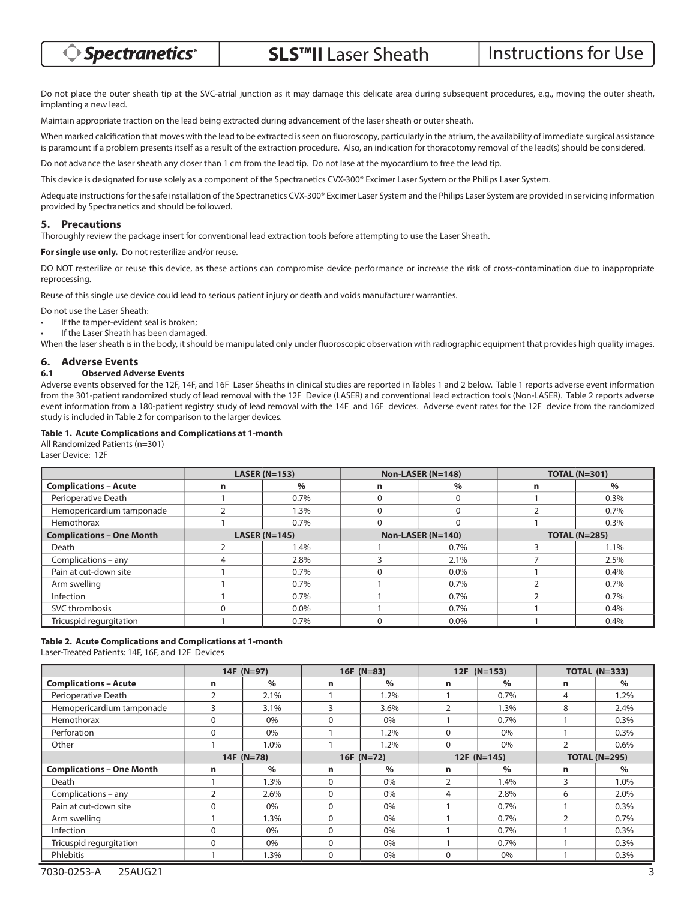Do not place the outer sheath tip at the SVC-atrial junction as it may damage this delicate area during subsequent procedures, e.g., moving the outer sheath, implanting a new lead.

Maintain appropriate traction on the lead being extracted during advancement of the laser sheath or outer sheath.

When marked calcification that moves with the lead to be extracted is seen on fluoroscopy, particularly in the atrium, the availability of immediate surgical assistance is paramount if a problem presents itself as a result of the extraction procedure. Also, an indication for thoracotomy removal of the lead(s) should be considered.

Do not advance the laser sheath any closer than 1 cm from the lead tip. Do not lase at the myocardium to free the lead tip.

This device is designated for use solely as a component of the Spectranetics CVX-300® Excimer Laser System or the Philips Laser System.

Adequate instructions for the safe installation of the Spectranetics CVX-300® Excimer Laser System and the Philips Laser System are provided in servicing information provided by Spectranetics and should be followed.

## 5. Precautions

Thoroughly review the package insert for conventional lead extraction tools before attempting to use the Laser Sheath.

**For single use only.** Do not resterilize and/or reuse.

DO NOT resterilize or reuse this device, as these actions can compromise device performance or increase the risk of cross-contamination due to inappropriate reprocessing.

Reuse of this single use device could lead to serious patient injury or death and voids manufacturer warranties.

Do not use the Laser Sheath:

- If the tamper-evident seal is broken;
- If the Laser Sheath has been damaged.

When the laser sheath is in the body, it should be manipulated only under fluoroscopic observation with radiographic equipment that provides high quality images.

## 6. Adverse Events

### 6.1 Observed Adverse Events

Adverse events observed for the 12F, 14F, and 16F Laser Sheaths in clinical studies are reported in Tables 1 and 2 below. Table 1 reports adverse event information from the 301-patient randomized study of lead removal with the 12F Device (LASER) and conventional lead extraction tools (Non-LASER). Table 2 reports adverse event information from a 180-patient registry study of lead removal with the 14F and 16F devices. Adverse event rates for the 12F device from the randomized study is included in Table 2 for comparison to the larger devices.

**Table 1. Acute Complications and Complications at 1-month**

All Randomized Patients (n=301)

Laser Device: 12F

| | LASER (N=153) | | Non-LASER (N=148) | | TOTAL (N=301) | |
|---|---|---|---|---|---|---|
| **Complications – Acute** | **n** | **%** | **n** | **%** | **n** | **%** |
| Perioperative Death | 1 | 0.7% | 0 | 0 | 1 | 0.3% |
| Hemopericardium tamponade | 2 | 1.3% | 0 | 0 | 2 | 0.7% |
| Hemothorax | 1 | 0.7% | 0 | 0 | 1 | 0.3% |
| **Complications – One Month** | **LASER (N=145)** | | **Non-LASER (N=140)** | | **TOTAL (N=285)** | |
| Death | 2 | 1.4% | 1 | 0.7% | 3 | 1.1% |
| Complications – any | 4 | 2.8% | 3 | 2.1% | 7 | 2.5% |
| Pain at cut-down site | 1 | 0.7% | 0 | 0.0% | 1 | 0.4% |
| Arm swelling | 1 | 0.7% | 1 | 0.7% | 2 | 0.7% |
| Infection | 1 | 0.7% | 1 | 0.7% | 2 | 0.7% |
| SVC thrombosis | 0 | 0.0% | 1 | 0.7% | 1 | 0.4% |
| Tricuspid regurgitation | 1 | 0.7% | 0 | 0.0% | 1 | 0.4% |

**Table 2. Acute Complications and Complications at 1-month**

Laser-Treated Patients: 14F, 16F, and 12F Devices

| | 14F (N=97) | | 16F (N=83) | | 12F (N=153) | | TOTAL (N=333) | |
|---|---|---|---|---|---|---|---|---|
| **Complications – Acute** | **n** | **%** | **n** | **%** | **n** | **%** | **n** | **%** |
| Perioperative Death | 2 | 2.1% | 1 | 1.2% | 1 | 0.7% | 4 | 1.2% |
| Hemopericardium tamponade | 3 | 3.1% | 3 | 3.6% | 2 | 1.3% | 8 | 2.4% |
| Hemothorax | 0 | 0% | 0 | 0% | 1 | 0.7% | 1 | 0.3% |
| Perforation | 0 | 0% | 1 | 1.2% | 0 | 0% | 1 | 0.3% |
| Other | 1 | 1.0% | 1 | 1.2% | 0 | 0% | 2 | 0.6% |
| | **14F (N=78)** | | **16F (N=72)** | | **12F (N=145)** | | **TOTAL (N=295)** | |
| **Complications – One Month** | **n** | **%** | **n** | **%** | **n** | **%** | **n** | **%** |
| Death | 1 | 1.3% | 0 | 0% | 2 | 1.4% | 3 | 1.0% |
| Complications – any | 2 | 2.6% | 0 | 0% | 4 | 2.8% | 6 | 2.0% |
| Pain at cut-down site | 0 | 0% | 0 | 0% | 1 | 0.7% | 1 | 0.3% |
| Arm swelling | 1 | 1.3% | 0 | 0% | 1 | 0.7% | 2 | 0.7% |
| Infection | 0 | 0% | 0 | 0% | 1 | 0.7% | 1 | 0.3% |
| Tricuspid regurgitation | 0 | 0% | 0 | 0% | 1 | 0.7% | 1 | 0.3% |
| Phlebitis | 1 | 1.3% | 0 | 0% | 0 | 0% | 1 | 0.3% |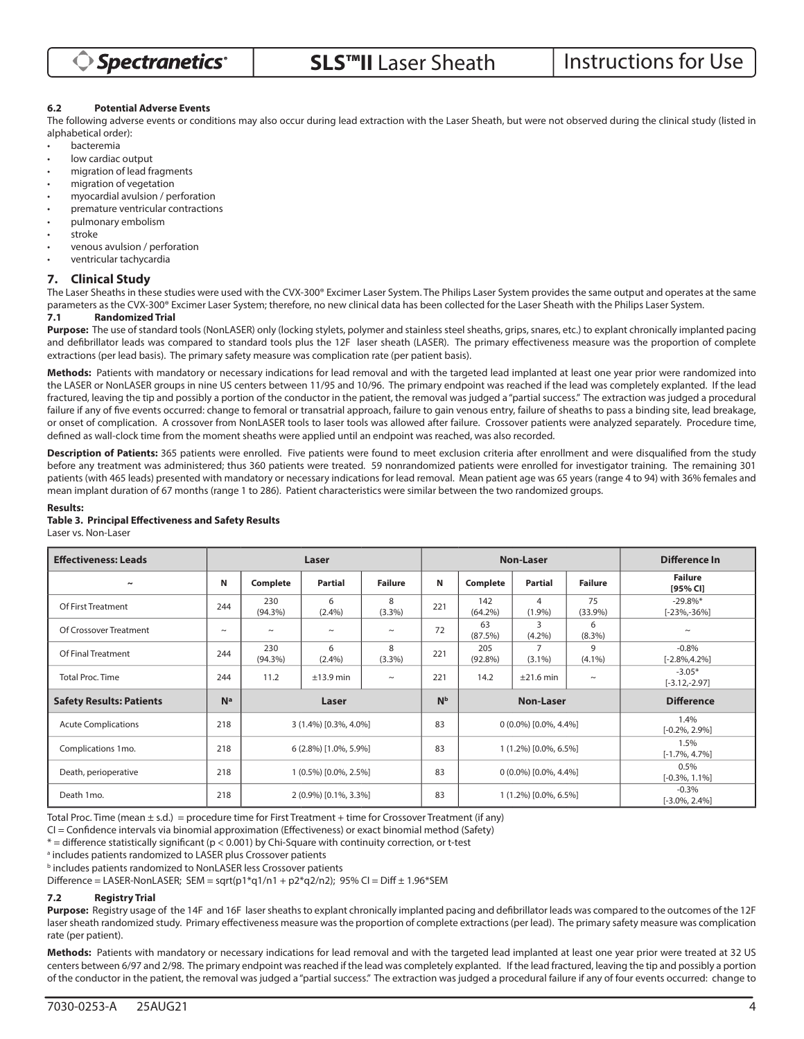### 6.2 Potential Adverse Events

The following adverse events or conditions may also occur during lead extraction with the Laser Sheath, but were not observed during the clinical study (listed in alphabetical order):

- bacteremia
- low cardiac output
- migration of lead fragments
- migration of vegetation
- myocardial avulsion / perforation
- premature ventricular contractions
- pulmonary embolism
- stroke
- venous avulsion / perforation
- ventricular tachycardia

## 7. Clinical Study

The Laser Sheaths in these studies were used with the CVX-300® Excimer Laser System. The Philips Laser System provides the same output and operates at the same parameters as the CVX-300® Excimer Laser System; therefore, no new clinical data has been collected for the Laser Sheath with the Philips Laser System.

### 7.1 Randomized Trial

**Purpose:** The use of standard tools (NonLASER) only (locking stylets, polymer and stainless steel sheaths, grips, snares, etc.) to explant chronically implanted pacing and defibrillator leads was compared to standard tools plus the 12F laser sheath (LASER). The primary effectiveness measure was the proportion of complete extractions (per lead basis). The primary safety measure was complication rate (per patient basis).

**Methods:** Patients with mandatory or necessary indications for lead removal and with the targeted lead implanted at least one year prior were randomized into the LASER or NonLASER groups in nine US centers between 11/95 and 10/96. The primary endpoint was reached if the lead was completely explanted. If the lead fractured, leaving the tip and possibly a portion of the conductor in the patient, the removal was judged a "partial success." The extraction was judged a procedural failure if any of five events occurred: change to femoral or transatrial approach, failure to gain venous entry, failure of sheaths to pass a binding site, lead breakage, or onset of complication. A crossover from NonLASER tools to laser tools was allowed after failure. Crossover patients were analyzed separately. Procedure time, defined as wall-clock time from the moment sheaths were applied until an endpoint was reached, was also recorded.

**Description of Patients:** 365 patients were enrolled. Five patients were found to meet exclusion criteria after enrollment and were disqualified from the study before any treatment was administered; thus 360 patients were treated. 59 nonrandomized patients were enrolled for investigator training. The remaining 301 patients (with 465 leads) presented with mandatory or necessary indications for lead removal. Mean patient age was 65 years (range 4 to 94) with 36% females and mean implant duration of 67 months (range 1 to 286). Patient characteristics were similar between the two randomized groups.

**Results:**

**Table 3. Principal Effectiveness and Safety Results**

Laser vs. Non-Laser

| **Effectiveness: Leads** | Laser | | | | Non-Laser | | | | Difference In |
|---|---|---|---|---|---|---|---|---|---|
| ~ | N | Complete | Partial | Failure | N | Complete | Partial | Failure | Failure [95% CI] |
| Of First Treatment | 244 | 230 (94.3%) | 6 (2.4%) | 8 (3.3%) | 221 | 142 (64.2%) | 4 (1.9%) | 75 (33.9%) | -29.8%* [-23%,-36%] |
| Of Crossover Treatment | ~ | ~ | ~ | ~ | 72 | 63 (87.5%) | 3 (4.2%) | 6 (8.3%) | ~ |
| Of Final Treatment | 244 | 230 (94.3%) | 6 (2.4%) | 8 (3.3%) | 221 | 205 (92.8%) | 7 (3.1%) | 9 (4.1%) | -0.8% [-2.8%,4.2%] |
| Total Proc. Time | 244 | 11.2 | ±13.9 min | ~ | 221 | 14.2 | ±21.6 min | ~ | -3.05* [-3.12,-2.97] |
| **Safety Results: Patients** | N[a] | Laser | | | N[b] | Non-Laser | | | Difference |
| Acute Complications | 218 | 3 (1.4%) [0.3%, 4.0%] | | | 83 | 0 (0.0%) [0.0%, 4.4%] | | | 1.4% [-0.2%, 2.9%] |
| Complications 1mo. | 218 | 6 (2.8%) [1.0%, 5.9%] | | | 83 | 1 (1.2%) [0.0%, 6.5%] | | | 1.5% [-1.7%, 4.7%] |
| Death, perioperative | 218 | 1 (0.5%) [0.0%, 2.5%] | | | 83 | 0 (0.0%) [0.0%, 4.4%] | | | 0.5% [-0.3%, 1.1%] |
| Death 1mo. | 218 | 2 (0.9%) [0.1%, 3.3%] | | | 83 | 1 (1.2%) [0.0%, 6.5%] | | | -0.3% [-3.0%, 2.4%] |

Total Proc. Time (mean ± s.d.) = procedure time for First Treatment + time for Crossover Treatment (if any)

CI = Confidence intervals via binomial approximation (Effectiveness) or exact binomial method (Safety)

* = difference statistically significant ($p < 0.001$) by Chi-Square with continuity correction, or t-test

[a] includes patients randomized to LASER plus Crossover patients

[b] includes patients randomized to NonLASER less Crossover patients

Difference = LASER-NonLASER; SEM = $\sqrt{p_1 q_1/n_1 + p_2 q_2/n_2}$; 95% CI = Diff ± 1.96*SEM

### 7.2 Registry Trial

**Purpose:** Registry usage of the 14F and 16F laser sheaths to explant chronically implanted pacing and defibrillator leads was compared to the outcomes of the 12F laser sheath randomized study. Primary effectiveness measure was the proportion of complete extractions (per lead). The primary safety measure was complication rate (per patient).

**Methods:** Patients with mandatory or necessary indications for lead removal and with the targeted lead implanted at least one year prior were treated at 32 US centers between 6/97 and 2/98. The primary endpoint was reached if the lead was completely explanted. If the lead fractured, leaving the tip and possibly a portion of the conductor in the patient, the removal was judged a "partial success." The extraction was judged a procedural failure if any of four events occurred: change to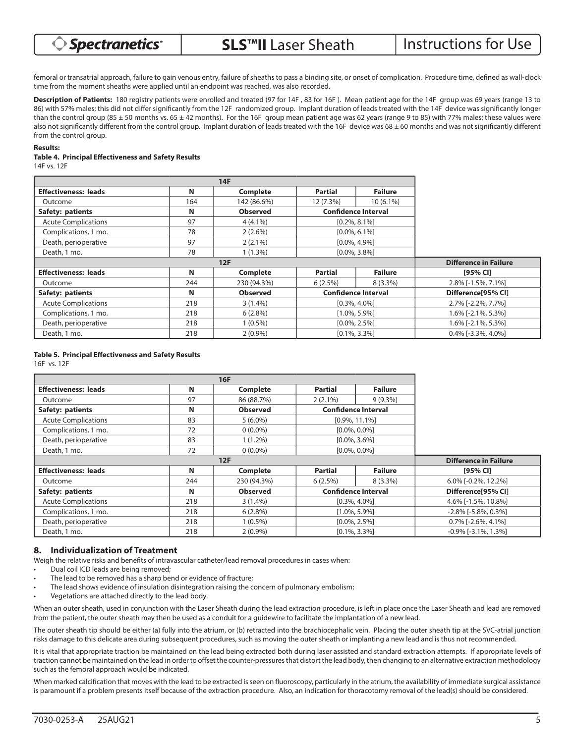femoral or transatrial approach, failure to gain venous entry, failure of sheaths to pass a binding site, or onset of complication. Procedure time, defined as wall-clock time from the moment sheaths were applied until an endpoint was reached, was also recorded.

**Description of Patients:** 180 registry patients were enrolled and treated (97 for 14F , 83 for 16F ). Mean patient age for the 14F group was 69 years (range 13 to 86) with 57% males; this did not differ significantly from the 12F randomized group. Implant duration of leads treated with the 14F device was significantly longer than the control group (85 ± 50 months vs. 65 ± 42 months). For the 16F group mean patient age was 62 years (range 9 to 85) with 77% males; these values were also not significantly different from the control group. Implant duration of leads treated with the 16F device was 68 ± 60 months and was not significantly different from the control group.

**Results:**

**Table 4. Principal Effectiveness and Safety Results**

14F vs. 12F

| | | 14F | | | |
|---|---|---|---|---|---|
| **Effectiveness: leads** | **N** | **Complete** | **Partial** | **Failure** | |
| Outcome | 164 | 142 (86.6%) | 12 (7.3%) | 10 (6.1%) | |
| **Safety: patients** | **N** | **Observed** | **Confidence Interval** | | |
| Acute Complications | 97 | 4 (4.1%) | [0.2%, 8.1%] | | |
| Complications, 1 mo. | 78 | 2 (2.6%) | [0.0%, 6.1%] | | |
| Death, perioperative | 97 | 2 (2.1%) | [0.0%, 4.9%] | | |
| Death, 1 mo. | 78 | 1 (1.3%) | [0.0%, 3.8%] | | |
| | | **12F** | | | **Difference in Failure** |
| **Effectiveness: leads** | **N** | **Complete** | **Partial** | **Failure** | **[95% CI]** |
| Outcome | 244 | 230 (94.3%) | 6 (2.5%) | 8 (3.3%) | 2.8% [-1.5%, 7.1%] |
| **Safety: patients** | **N** | **Observed** | **Confidence Interval** | | **Difference[95% CI]** |
| Acute Complications | 218 | 3 (1.4%) | [0.3%, 4.0%] | | 2.7% [-2.2%, 7.7%] |
| Complications, 1 mo. | 218 | 6 (2.8%) | [1.0%, 5.9%] | | 1.6% [-2.1%, 5.3%] |
| Death, perioperative | 218 | 1 (0.5%) | [0.0%, 2.5%] | | 1.6% [-2.1%, 5.3%] |
| Death, 1 mo. | 218 | 2 (0.9%) | [0.1%, 3.3%] | | 0.4% [-3.3%, 4.0%] |

**Table 5. Principal Effectiveness and Safety Results**

16F vs. 12F

| | | 16F | | | |
|---|---|---|---|---|---|
| **Effectiveness: leads** | **N** | **Complete** | **Partial** | **Failure** | |
| Outcome | 97 | 86 (88.7%) | 2 (2.1%) | 9 (9.3%) | |
| **Safety: patients** | **N** | **Observed** | **Confidence Interval** | | |
| Acute Complications | 83 | 5 (6.0%) | [0.9%, 11.1%] | | |
| Complications, 1 mo. | 72 | 0 (0.0%) | [0.0%, 0.0%] | | |
| Death, perioperative | 83 | 1 (1.2%) | [0.0%, 3.6%] | | |
| Death, 1 mo. | 72 | 0 (0.0%) | [0.0%, 0.0%] | | |
| | | **12F** | | | **Difference in Failure** |
| **Effectiveness: leads** | **N** | **Complete** | **Partial** | **Failure** | **[95% CI]** |
| Outcome | 244 | 230 (94.3%) | 6 (2.5%) | 8 (3.3%) | 6.0% [-0.2%, 12.2%] |
| **Safety: patients** | **N** | **Observed** | **Confidence Interval** | | **Difference[95% CI]** |
| Acute Complications | 218 | 3 (1.4%) | [0.3%, 4.0%] | | 4.6% [-1.5%, 10.8%] |
| Complications, 1 mo. | 218 | 6 (2.8%) | [1.0%, 5.9%] | | -2.8% [-5.8%, 0.3%] |
| Death, perioperative | 218 | 1 (0.5%) | [0.0%, 2.5%] | | 0.7% [-2.6%, 4.1%] |
| Death, 1 mo. | 218 | 2 (0.9%) | [0.1%, 3.3%] | | -0.9% [-3.1%, 1.3%] |

## 8. Individualization of Treatment

Weigh the relative risks and benefits of intravascular catheter/lead removal procedures in cases when:

- Dual coil ICD leads are being removed;
- The lead to be removed has a sharp bend or evidence of fracture;
- The lead shows evidence of insulation disintegration raising the concern of pulmonary embolism;
- Vegetations are attached directly to the lead body.

When an outer sheath, used in conjunction with the Laser Sheath during the lead extraction procedure, is left in place once the Laser Sheath and lead are removed from the patient, the outer sheath may then be used as a conduit for a guidewire to facilitate the implantation of a new lead.

The outer sheath tip should be either (a) fully into the atrium, or (b) retracted into the brachiocephalic vein. Placing the outer sheath tip at the SVC-atrial junction risks damage to this delicate area during subsequent procedures, such as moving the outer sheath or implanting a new lead and is thus not recommended.

It is vital that appropriate traction be maintained on the lead being extracted both during laser assisted and standard extraction attempts. If appropriate levels of traction cannot be maintained on the lead in order to offset the counter-pressures that distort the lead body, then changing to an alternative extraction methodology such as the femoral approach would be indicated.

When marked calcification that moves with the lead to be extracted is seen on fluoroscopy, particularly in the atrium, the availability of immediate surgical assistance is paramount if a problem presents itself because of the extraction procedure. Also, an indication for thoracotomy removal of the lead(s) should be considered.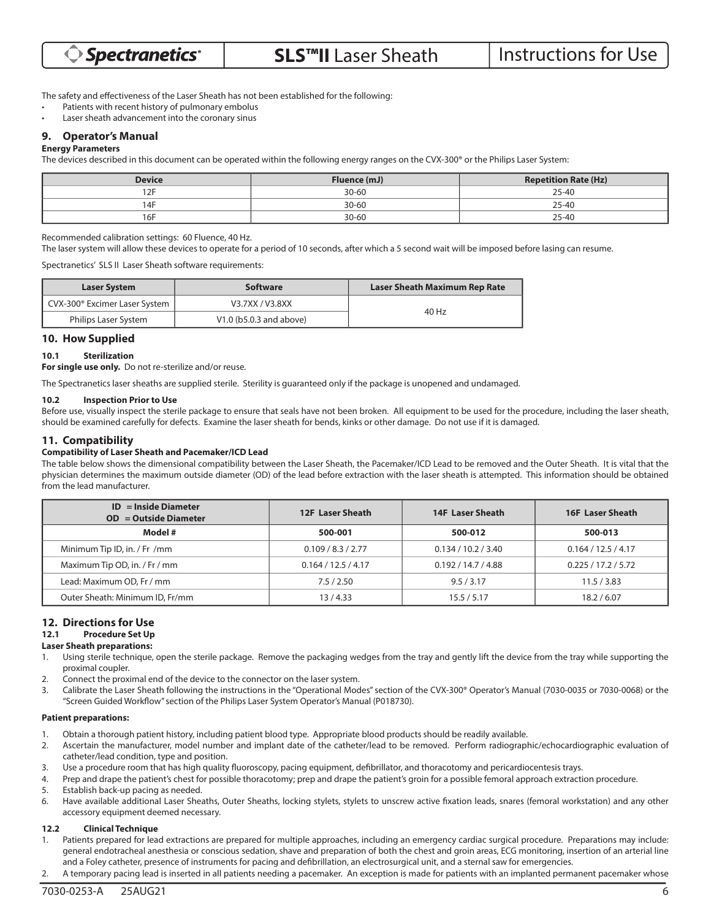The safety and effectiveness of the Laser Sheath has not been established for the following:

- Patients with recent history of pulmonary embolus
- Laser sheath advancement into the coronary sinus

## 9. Operator's Manual

**Energy Parameters**

The devices described in this document can be operated within the following energy ranges on the CVX-300® or the Philips Laser System:

| Device | Fluence (mJ) | Repetition Rate (Hz) |
|---|---|---|
| 12F | 30-60 | 25-40 |
| 14F | 30-60 | 25-40 |
| 16F | 30-60 | 25-40 |

Recommended calibration settings: 60 Fluence, 40 Hz.

The laser system will allow these devices to operate for a period of 10 seconds, after which a 5 second wait will be imposed before lasing can resume.

Spectranetics' SLS II Laser Sheath software requirements:

| Laser System | Software | Laser Sheath Maximum Rep Rate |
|---|---|---|
| CVX-300® Excimer Laser System | V3.7XX / V3.8XX | 40 Hz |
| Philips Laser System | V1.0 (b5.0.3 and above) | |

## 10. How Supplied

### 10.1 Sterilization

**For single use only.** Do not re-sterilize and/or reuse.

The Spectranetics laser sheaths are supplied sterile. Sterility is guaranteed only if the package is unopened and undamaged.

### 10.2 Inspection Prior to Use

Before use, visually inspect the sterile package to ensure that seals have not been broken. All equipment to be used for the procedure, including the laser sheath, should be examined carefully for defects. Examine the laser sheath for bends, kinks or other damage. Do not use if it is damaged.

## 11. Compatibility

**Compatibility of Laser Sheath and Pacemaker/ICD Lead**

The table below shows the dimensional compatibility between the Laser Sheath, the Pacemaker/ICD Lead to be removed and the Outer Sheath. It is vital that the physician determines the maximum outside diameter (OD) of the lead before extraction with the laser sheath is attempted. This information should be obtained from the lead manufacturer.

| ID = Inside Diameter<br>OD = Outside Diameter | 12F Laser Sheath | 14F Laser Sheath | 16F Laser Sheath |
|---|---|---|---|
| **Model #** | **500-001** | **500-012** | **500-013** |
| Minimum Tip ID, in. / Fr /mm | 0.109 / 8.3 / 2.77 | 0.134 / 10.2 / 3.40 | 0.164 / 12.5 / 4.17 |
| Maximum Tip OD, in. / Fr / mm | 0.164 / 12.5 / 4.17 | 0.192 / 14.7 / 4.88 | 0.225 / 17.2 / 5.72 |
| Lead: Maximum OD, Fr / mm | 7.5 / 2.50 | 9.5 / 3.17 | 11.5 / 3.83 |
| Outer Sheath: Minimum ID, Fr/mm | 13 / 4.33 | 15.5 / 5.17 | 18.2 / 6.07 |

## 12. Directions for Use

### 12.1 Procedure Set Up

**Laser Sheath preparations:**

1. Using sterile technique, open the sterile package. Remove the packaging wedges from the tray and gently lift the device from the tray while supporting the proximal coupler.
2. Connect the proximal end of the device to the connector on the laser system.
3. Calibrate the Laser Sheath following the instructions in the "Operational Modes" section of the CVX-300® Operator's Manual (7030-0035 or 7030-0068) or the "Screen Guided Workflow" section of the Philips Laser System Operator's Manual (P018730).

**Patient preparations:**

1. Obtain a thorough patient history, including patient blood type. Appropriate blood products should be readily available.
2. Ascertain the manufacturer, model number and implant date of the catheter/lead to be removed. Perform radiographic/echocardiographic evaluation of catheter/lead condition, type and position.
3. Use a procedure room that has high quality fluoroscopy, pacing equipment, defibrillator, and thoracotomy and pericardiocentesis trays.
4. Prep and drape the patient's chest for possible thoracotomy; prep and drape the patient's groin for a possible femoral approach extraction procedure.
5. Establish back-up pacing as needed.
6. Have available additional Laser Sheaths, Outer Sheaths, locking stylets, stylets to unscrew active fixation leads, snares (femoral workstation) and any other accessory equipment deemed necessary.

### 12.2 Clinical Technique

1. Patients prepared for lead extractions are prepared for multiple approaches, including an emergency cardiac surgical procedure. Preparations may include: general endotracheal anesthesia or conscious sedation, shave and preparation of both the chest and groin areas, ECG monitoring, insertion of an arterial line and a Foley catheter, presence of instruments for pacing and defibrillation, an electrosurgical unit, and a sternal saw for emergencies.
2. A temporary pacing lead is inserted in all patients needing a pacemaker. An exception is made for patients with an implanted permanent pacemaker whose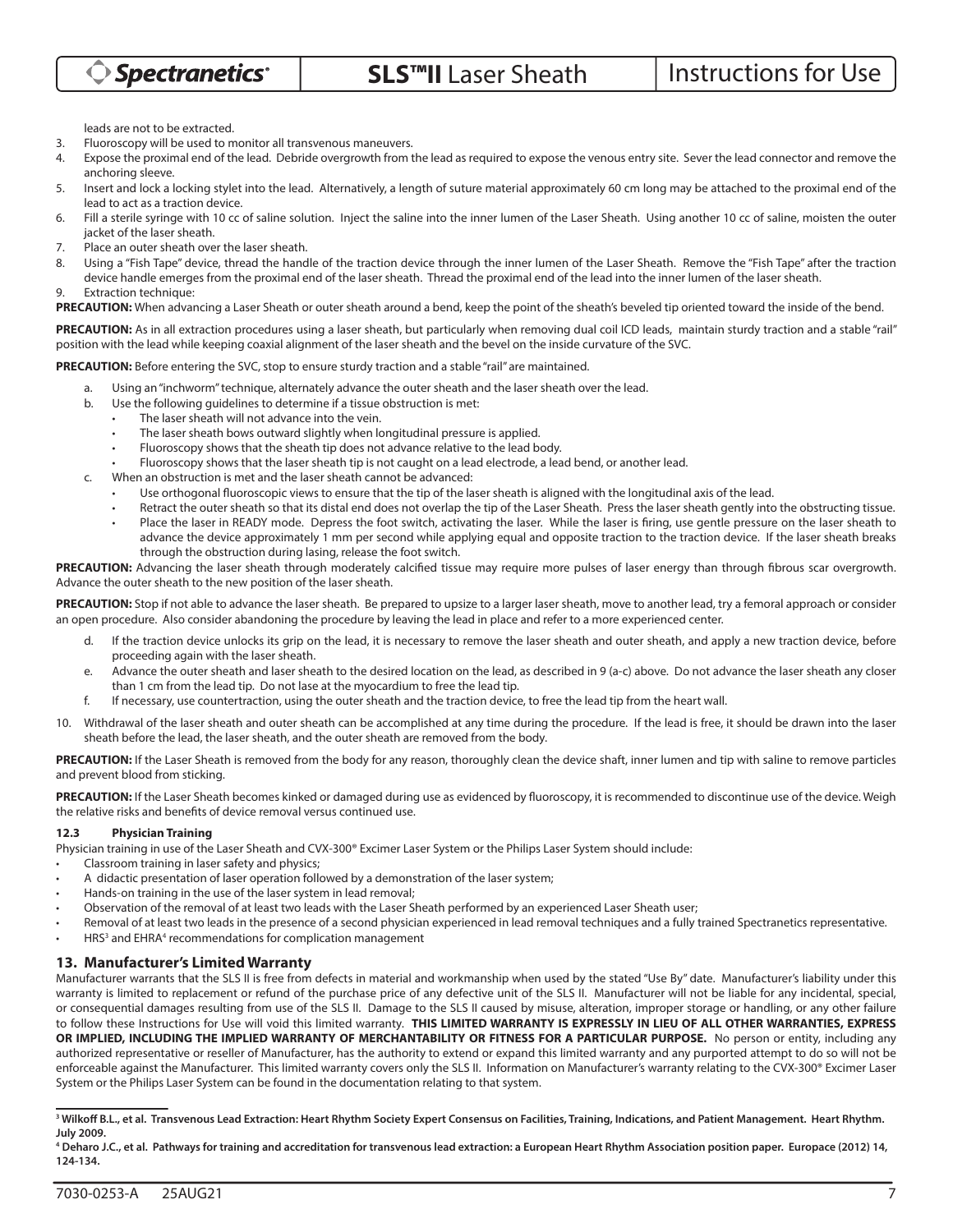leads are not to be extracted.

3. Fluoroscopy will be used to monitor all transvenous maneuvers.
4. Expose the proximal end of the lead. Debride overgrowth from the lead as required to expose the venous entry site. Sever the lead connector and remove the anchoring sleeve.
5. Insert and lock a locking stylet into the lead. Alternatively, a length of suture material approximately 60 cm long may be attached to the proximal end of the lead to act as a traction device.
6. Fill a sterile syringe with 10 cc of saline solution. Inject the saline into the inner lumen of the Laser Sheath. Using another 10 cc of saline, moisten the outer jacket of the laser sheath.
7. Place an outer sheath over the laser sheath.
8. Using a "Fish Tape" device, thread the handle of the traction device through the inner lumen of the Laser Sheath. Remove the "Fish Tape" after the traction device handle emerges from the proximal end of the laser sheath. Thread the proximal end of the lead into the inner lumen of the laser sheath.
9. Extraction technique:

**PRECAUTION:** When advancing a Laser Sheath or outer sheath around a bend, keep the point of the sheath's beveled tip oriented toward the inside of the bend.

**PRECAUTION:** As in all extraction procedures using a laser sheath, but particularly when removing dual coil ICD leads, maintain sturdy traction and a stable "rail" position with the lead while keeping coaxial alignment of the laser sheath and the bevel on the inside curvature of the SVC.

**PRECAUTION:** Before entering the SVC, stop to ensure sturdy traction and a stable "rail" are maintained.

   a. Using an "inchworm" technique, alternately advance the outer sheath and the laser sheath over the lead.
   b. Use the following guidelines to determine if a tissue obstruction is met:
      - The laser sheath will not advance into the vein.
      - The laser sheath bows outward slightly when longitudinal pressure is applied.
      - Fluoroscopy shows that the sheath tip does not advance relative to the lead body.
      - Fluoroscopy shows that the laser sheath tip is not caught on a lead electrode, a lead bend, or another lead.
   c. When an obstruction is met and the laser sheath cannot be advanced:
      - Use orthogonal fluoroscopic views to ensure that the tip of the laser sheath is aligned with the longitudinal axis of the lead.
      - Retract the outer sheath so that its distal end does not overlap the tip of the Laser Sheath. Press the laser sheath gently into the obstructing tissue.
      - Place the laser in READY mode. Depress the foot switch, activating the laser. While the laser is firing, use gentle pressure on the laser sheath to advance the device approximately 1 mm per second while applying equal and opposite traction to the traction device. If the laser sheath breaks through the obstruction during lasing, release the foot switch.

**PRECAUTION:** Advancing the laser sheath through moderately calcified tissue may require more pulses of laser energy than through fibrous scar overgrowth. Advance the outer sheath to the new position of the laser sheath.

**PRECAUTION:** Stop if not able to advance the laser sheath. Be prepared to upsize to a larger laser sheath, move to another lead, try a femoral approach or consider an open procedure. Also consider abandoning the procedure by leaving the lead in place and refer to a more experienced center.

   d. If the traction device unlocks its grip on the lead, it is necessary to remove the laser sheath and outer sheath, and apply a new traction device, before proceeding again with the laser sheath.
   e. Advance the outer sheath and laser sheath to the desired location on the lead, as described in 9 (a-c) above. Do not advance the laser sheath any closer than 1 cm from the lead tip. Do not lase at the myocardium to free the lead tip.
   f. If necessary, use countertraction, using the outer sheath and the traction device, to free the lead tip from the heart wall.

10. Withdrawal of the laser sheath and outer sheath can be accomplished at any time during the procedure. If the lead is free, it should be drawn into the laser sheath before the lead, the laser sheath, and the outer sheath are removed from the body.

**PRECAUTION:** If the Laser Sheath is removed from the body for any reason, thoroughly clean the device shaft, inner lumen and tip with saline to remove particles and prevent blood from sticking.

**PRECAUTION:** If the Laser Sheath becomes kinked or damaged during use as evidenced by fluoroscopy, it is recommended to discontinue use of the device. Weigh the relative risks and benefits of device removal versus continued use.

### 12.3 Physician Training

Physician training in use of the Laser Sheath and CVX-300® Excimer Laser System or the Philips Laser System should include:

- Classroom training in laser safety and physics;
- A didactic presentation of laser operation followed by a demonstration of the laser system;
- Hands-on training in the use of the laser system in lead removal;
- Observation of the removal of at least two leads with the Laser Sheath performed by an experienced Laser Sheath user;
- Removal of at least two leads in the presence of a second physician experienced in lead removal techniques and a fully trained Spectranetics representative.
- HRS[3] and EHRA[4] recommendations for complication management

## 13. Manufacturer's Limited Warranty

Manufacturer warrants that the SLS II is free from defects in material and workmanship when used by the stated "Use By" date. Manufacturer's liability under this warranty is limited to replacement or refund of the purchase price of any defective unit of the SLS II. Manufacturer will not be liable for any incidental, special, or consequential damages resulting from use of the SLS II. Damage to the SLS II caused by misuse, alteration, improper storage or handling, or any other failure to follow these Instructions for Use will void this limited warranty. **THIS LIMITED WARRANTY IS EXPRESSLY IN LIEU OF ALL OTHER WARRANTIES, EXPRESS OR IMPLIED, INCLUDING THE IMPLIED WARRANTY OF MERCHANTABILITY OR FITNESS FOR A PARTICULAR PURPOSE.** No person or entity, including any authorized representative or reseller of Manufacturer, has the authority to extend or expand this limited warranty and any purported attempt to do so will not be enforceable against the Manufacturer. This limited warranty covers only the SLS II. Information on Manufacturer's warranty relating to the CVX-300® Excimer Laser System or the Philips Laser System can be found in the documentation relating to that system.

---

**[3] Wilkoff B.L., et al. Transvenous Lead Extraction: Heart Rhythm Society Expert Consensus on Facilities, Training, Indications, and Patient Management. Heart Rhythm. July 2009.**

**[4] Deharo J.C., et al. Pathways for training and accreditation for transvenous lead extraction: a European Heart Rhythm Association position paper. Europace (2012) 14, 124-134.**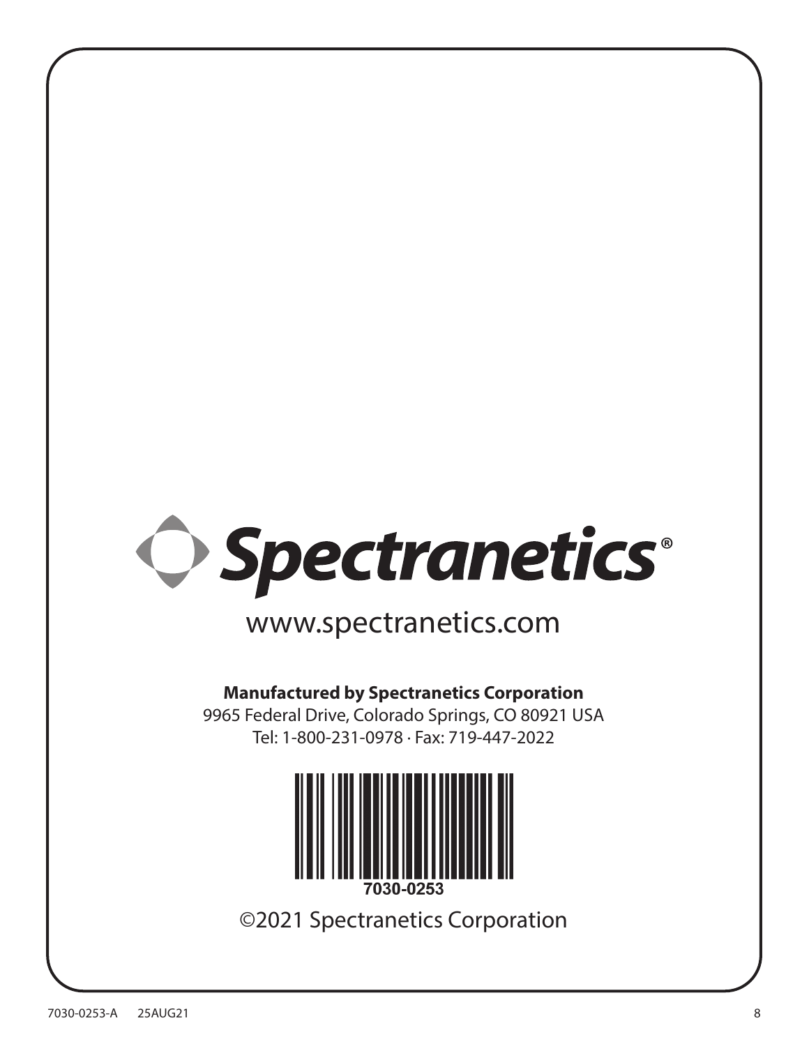Spectranetics®

www.spectranetics.com

**Manufactured by Spectranetics Corporation**
9965 Federal Drive, Colorado Springs, CO 80921 USA
Tel: 1-800-231-0978 · Fax: 719-447-2022

7030-0253

©2021 Spectranetics Corporation

7030-0253-A 25AUG21